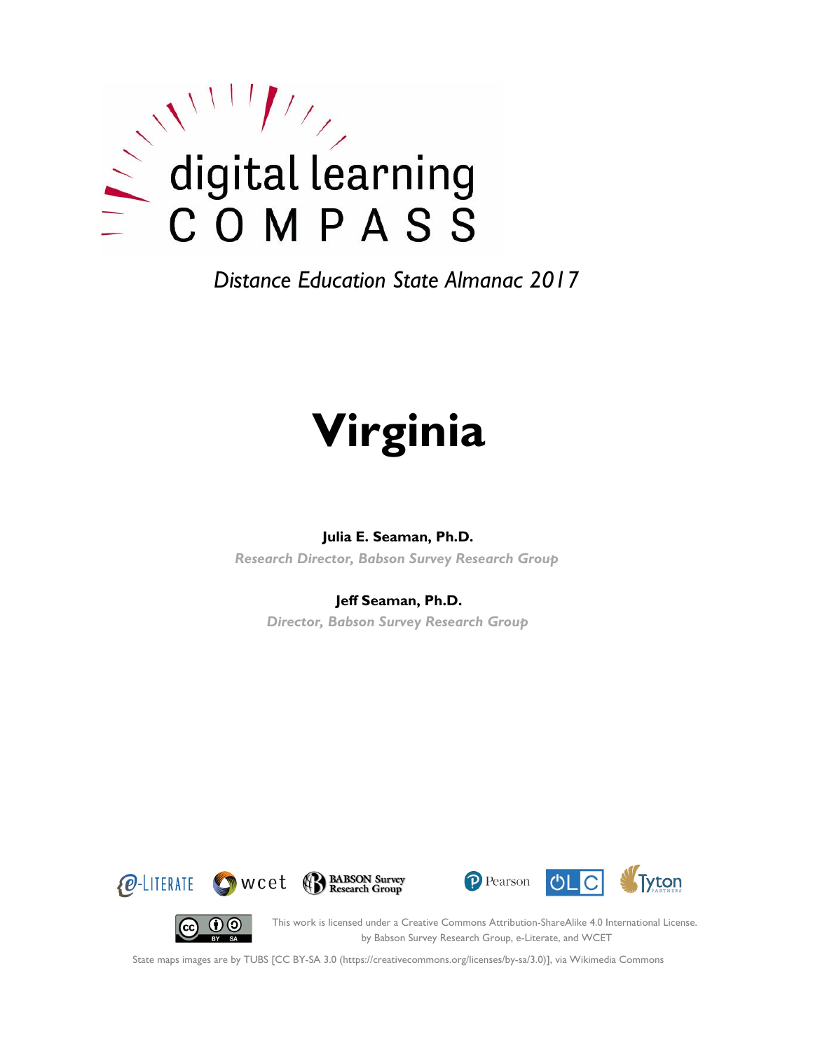digital learning COMPASS

*Distance Education State Almanac 2017*

# Virginia

**Julia E. Seaman, Ph.D.**

*Research Director, Babson Survey Research Group*

**Jeff Seaman, Ph.D.**

*Director, Babson Survey Research Group*

This work is licensed under a Creative Commons Attribution-ShareAlike 4.0 International License. by Babson Survey Research Group, e-Literate, and WCET

State maps images are by TUBS [CC BY-SA 3.0 (https://creativecommons.org/licenses/by-sa/3.0)], via Wikimedia Commons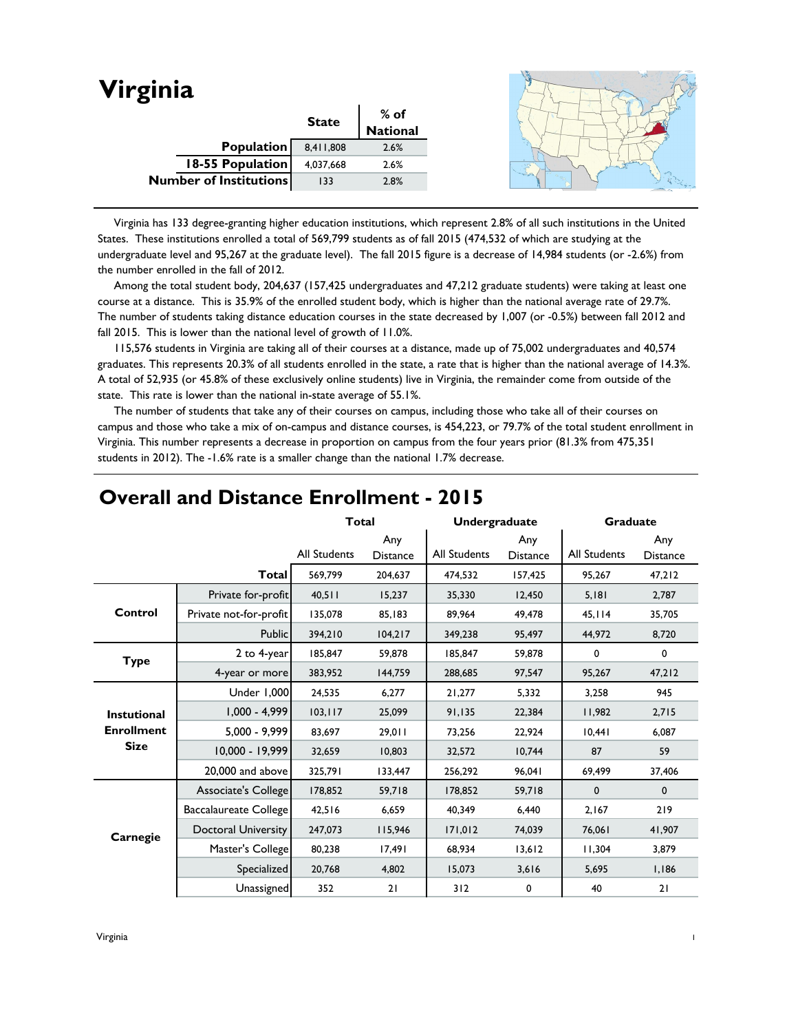# Virginia

| | State | % of National |
|---|---|---|
| **Population** | 8,411,808 | 2.6% |
| **18-55 Population** | 4,037,668 | 2.6% |
| **Number of Institutions** | 133 | 2.8% |

Virginia has 133 degree-granting higher education institutions, which represent 2.8% of all such institutions in the United States. These institutions enrolled a total of 569,799 students as of fall 2015 (474,532 of which are studying at the undergraduate level and 95,267 at the graduate level). The fall 2015 figure is a decrease of 14,984 students (or -2.6%) from the number enrolled in the fall of 2012.

Among the total student body, 204,637 (157,425 undergraduates and 47,212 graduate students) were taking at least one course at a distance. This is 35.9% of the enrolled student body, which is higher than the national average rate of 29.7%. The number of students taking distance education courses in the state decreased by 1,007 (or -0.5%) between fall 2012 and fall 2015. This is lower than the national level of growth of 11.0%.

115,576 students in Virginia are taking all of their courses at a distance, made up of 75,002 undergraduates and 40,574 graduates. This represents 20.3% of all students enrolled in the state, a rate that is higher than the national average of 14.3%. A total of 52,935 (or 45.8% of these exclusively online students) live in Virginia, the remainder come from outside of the state. This rate is lower than the national in-state average of 55.1%.

The number of students that take any of their courses on campus, including those who take all of their courses on campus and those who take a mix of on-campus and distance courses, is 454,223, or 79.7% of the total student enrollment in Virginia. This number represents a decrease in proportion on campus from the four years prior (81.3% from 475,351 students in 2012). The -1.6% rate is a smaller change than the national 1.7% decrease.

## Overall and Distance Enrollment - 2015

| | | Total | | Undergraduate | | Graduate | |
|---|---|---|---|---|---|---|---|
| | | All Students | Any Distance | All Students | Any Distance | All Students | Any Distance |
| | **Total** | 569,799 | 204,637 | 474,532 | 157,425 | 95,267 | 47,212 |
| **Control** | Private for-profit | 40,511 | 15,237 | 35,330 | 12,450 | 5,181 | 2,787 |
| | Private not-for-profit | 135,078 | 85,183 | 89,964 | 49,478 | 45,114 | 35,705 |
| | Public | 394,210 | 104,217 | 349,238 | 95,497 | 44,972 | 8,720 |
| **Type** | 2 to 4-year | 185,847 | 59,878 | 185,847 | 59,878 | 0 | 0 |
| | 4-year or more | 383,952 | 144,759 | 288,685 | 97,547 | 95,267 | 47,212 |
| **Instutional Enrollment Size** | Under 1,000 | 24,535 | 6,277 | 21,277 | 5,332 | 3,258 | 945 |
| | 1,000 - 4,999 | 103,117 | 25,099 | 91,135 | 22,384 | 11,982 | 2,715 |
| | 5,000 - 9,999 | 83,697 | 29,011 | 73,256 | 22,924 | 10,441 | 6,087 |
| | 10,000 - 19,999 | 32,659 | 10,803 | 32,572 | 10,744 | 87 | 59 |
| | 20,000 and above | 325,791 | 133,447 | 256,292 | 96,041 | 69,499 | 37,406 |
| **Carnegie** | Associate's College | 178,852 | 59,718 | 178,852 | 59,718 | 0 | 0 |
| | Baccalaureate College | 42,516 | 6,659 | 40,349 | 6,440 | 2,167 | 219 |
| | Doctoral University | 247,073 | 115,946 | 171,012 | 74,039 | 76,061 | 41,907 |
| | Master's College | 80,238 | 17,491 | 68,934 | 13,612 | 11,304 | 3,879 |
| | Specialized | 20,768 | 4,802 | 15,073 | 3,616 | 5,695 | 1,186 |
| | Unassigned | 352 | 21 | 312 | 0 | 40 | 21 |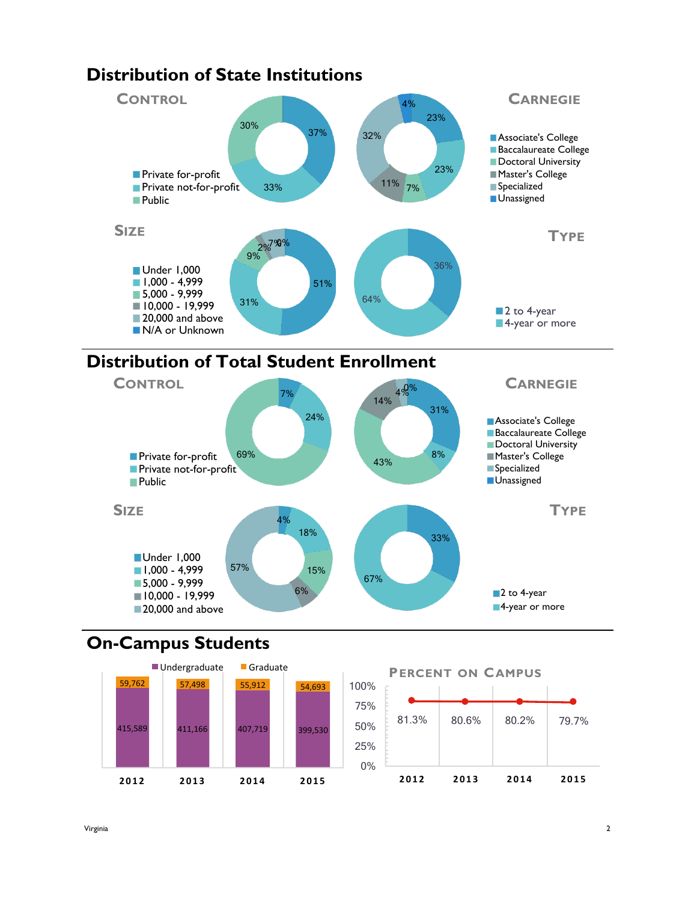# Distribution of State Institutions

### Control

| Category | Percent |
|---|---|
| Private for-profit | 37% |
| Private not-for-profit | 33% |
| Public | 30% |

### Carnegie

| Category | Percent |
|---|---|
| Associate's College | 23% |
| Baccalaureate College | 23% |
| Doctoral University | 7% |
| Master's College | 11% |
| Specialized | 32% |
| Unassigned | 4% |

### Size

| Category | Percent |
|---|---|
| Under 1,000 | 51% |
| 1,000 - 4,999 | 31% |
| 5,000 - 9,999 | 9% |
| 10,000 - 19,999 | 2% |
| 20,000 and above | 7% |
| N/A or Unknown | 0% |

### Type

| Category | Percent |
|---|---|
| 2 to 4-year | 36% |
| 4-year or more | 64% |

# Distribution of Total Student Enrollment

### Control

| Category | Percent |
|---|---|
| Private for-profit | 7% |
| Private not-for-profit | 24% |
| Public | 69% |

### Carnegie

| Category | Percent |
|---|---|
| Associate's College | 31% |
| Baccalaureate College | 8% |
| Doctoral University | 43% |
| Master's College | 14% |
| Specialized | 4% |
| Unassigned | 0% |

### Size

| Category | Percent |
|---|---|
| Under 1,000 | 4% |
| 1,000 - 4,999 | 18% |
| 5,000 - 9,999 | 15% |
| 10,000 - 19,999 | 6% |
| 20,000 and above | 57% |

### Type

| Category | Percent |
|---|---|
| 2 to 4-year | 33% |
| 4-year or more | 67% |

# On-Campus Students

| Year | Undergraduate | Graduate |
|---|---|---|
| 2012 | 415,589 | 59,762 |
| 2013 | 411,166 | 57,498 |
| 2014 | 407,719 | 55,912 |
| 2015 | 399,530 | 54,693 |

### Percent on Campus

| Year | Percent |
|---|---|
| 2012 | 81.3% |
| 2013 | 80.6% |
| 2014 | 80.2% |
| 2015 | 79.7% |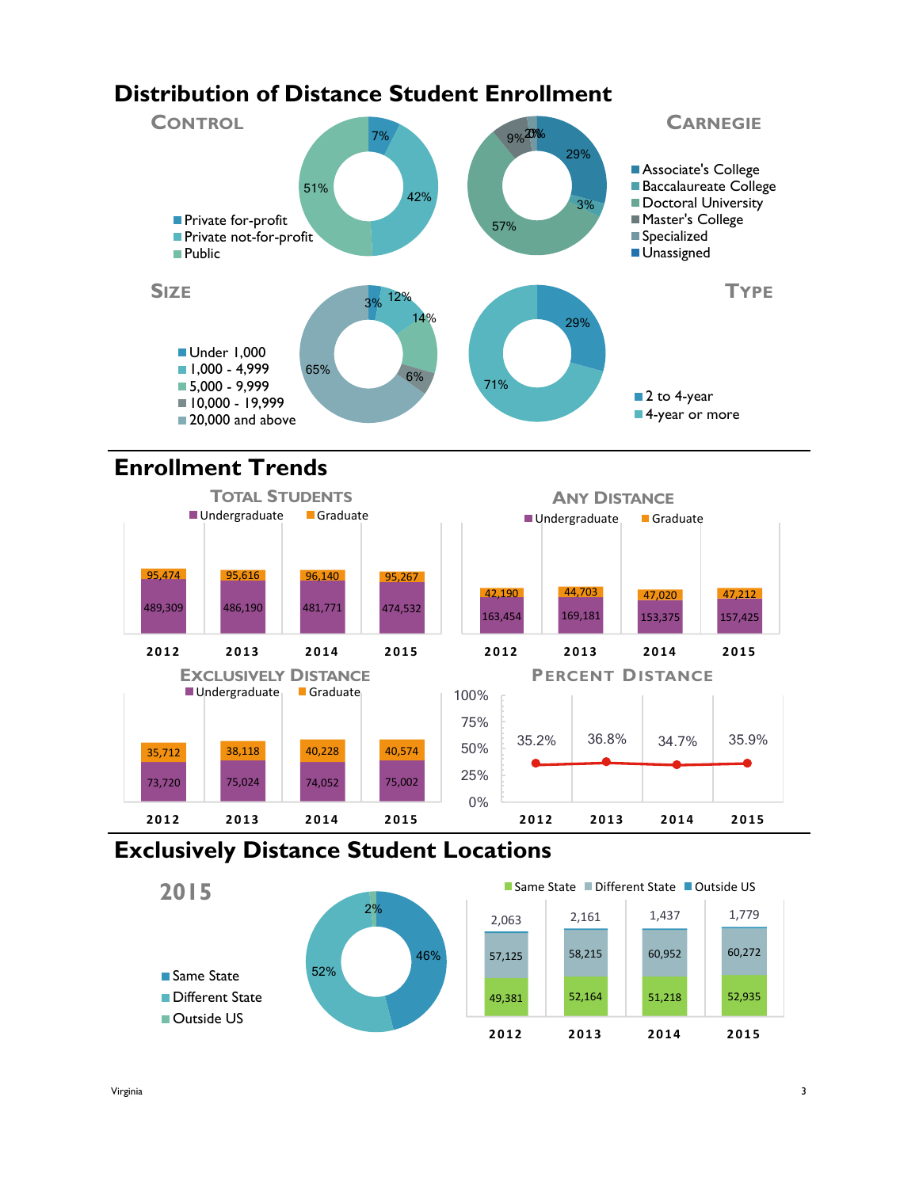# Distribution of Distance Student Enrollment

### Control

- Private for-profit: 7%
- Private not-for-profit: 42%
- Public: 51%

### Carnegie

- Associate's College
- Baccalaureate College
- Doctoral University
- Master's College
- Specialized
- Unassigned

Values shown: 29%, 3%, 57%, 9%, 2%, 0%

### Size

- Under 1,000: 3%
- 1,000 - 4,999: 12%
- 5,000 - 9,999: 14%
- 10,000 - 19,999: 6%
- 20,000 and above: 65%

### Type

- 2 to 4-year: 29%
- 4-year or more: 71%

# Enrollment Trends

### Total Students

| | 2012 | 2013 | 2014 | 2015 |
|---|---|---|---|---|
| Undergraduate | 489,309 | 486,190 | 481,771 | 474,532 |
| Graduate | 95,474 | 95,616 | 96,140 | 95,267 |

### Any Distance

| | 2012 | 2013 | 2014 | 2015 |
|---|---|---|---|---|
| Undergraduate | 163,454 | 169,181 | 153,375 | 157,425 |
| Graduate | 42,190 | 44,703 | 47,020 | 47,212 |

### Exclusively Distance

| | 2012 | 2013 | 2014 | 2015 |
|---|---|---|---|---|
| Undergraduate | 73,720 | 75,024 | 74,052 | 75,002 |
| Graduate | 35,712 | 38,118 | 40,228 | 40,574 |

### Percent Distance

| 2012 | 2013 | 2014 | 2015 |
|---|---|---|---|
| 35.2% | 36.8% | 34.7% | 35.9% |

# Exclusively Distance Student Locations

### 2015

- Same State: 46%
- Different State: 52%
- Outside US: 2%

| | 2012 | 2013 | 2014 | 2015 |
|---|---|---|---|---|
| Same State | 49,381 | 52,164 | 51,218 | 52,935 |
| Different State | 57,125 | 58,215 | 60,952 | 60,272 |
| Outside US | 2,063 | 2,161 | 1,437 | 1,779 |

Virginia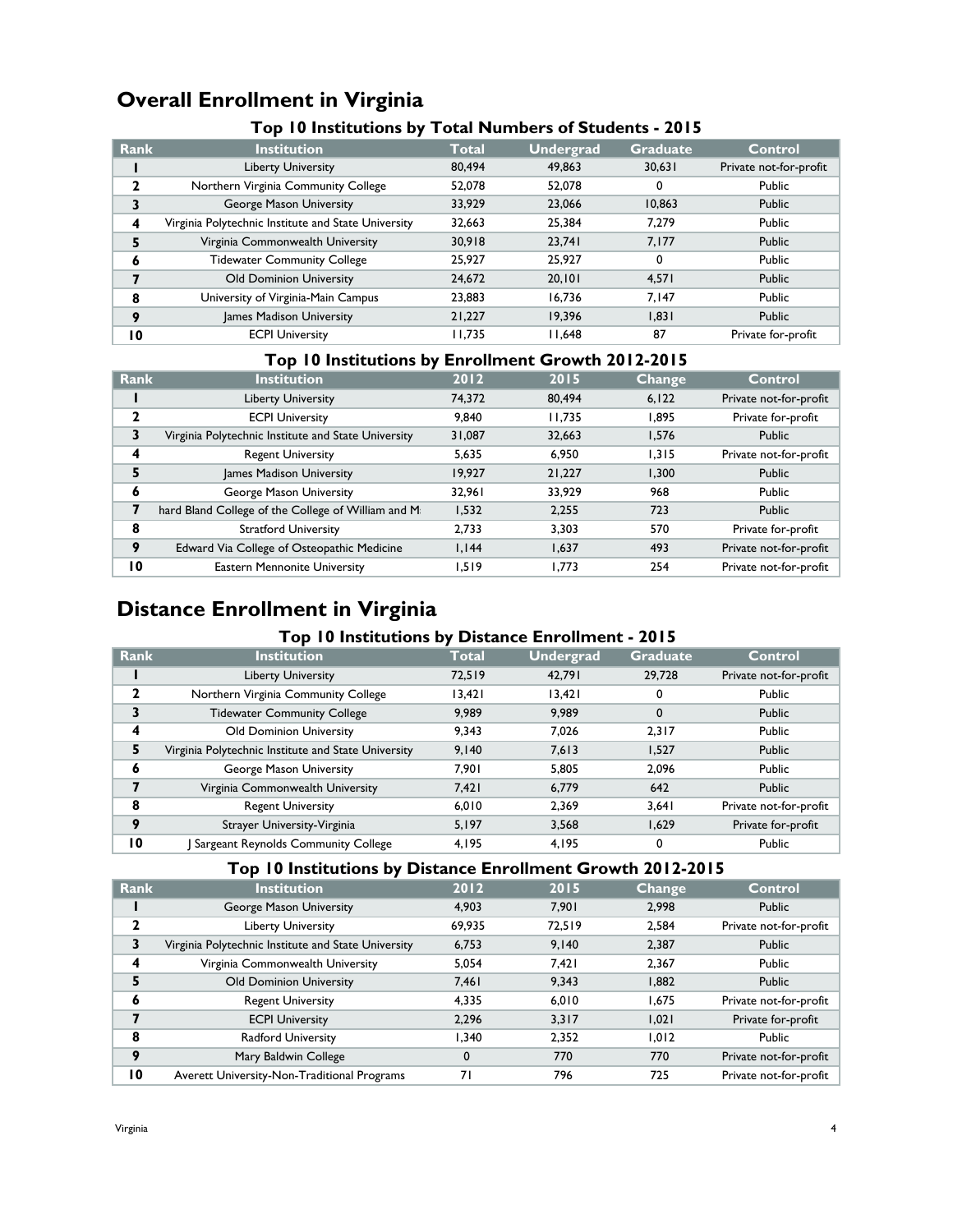## Overall Enrollment in Virginia

### Top 10 Institutions by Total Numbers of Students - 2015

| Rank | Institution | Total | Undergrad | Graduate | Control |
|---|---|---|---|---|---|
| 1 | Liberty University | 80,494 | 49,863 | 30,631 | Private not-for-profit |
| 2 | Northern Virginia Community College | 52,078 | 52,078 | 0 | Public |
| 3 | George Mason University | 33,929 | 23,066 | 10,863 | Public |
| 4 | Virginia Polytechnic Institute and State University | 32,663 | 25,384 | 7,279 | Public |
| 5 | Virginia Commonwealth University | 30,918 | 23,741 | 7,177 | Public |
| 6 | Tidewater Community College | 25,927 | 25,927 | 0 | Public |
| 7 | Old Dominion University | 24,672 | 20,101 | 4,571 | Public |
| 8 | University of Virginia-Main Campus | 23,883 | 16,736 | 7,147 | Public |
| 9 | James Madison University | 21,227 | 19,396 | 1,831 | Public |
| 10 | ECPI University | 11,735 | 11,648 | 87 | Private for-profit |

### Top 10 Institutions by Enrollment Growth 2012-2015

| Rank | Institution | 2012 | 2015 | Change | Control |
|---|---|---|---|---|---|
| 1 | Liberty University | 74,372 | 80,494 | 6,122 | Private not-for-profit |
| 2 | ECPI University | 9,840 | 11,735 | 1,895 | Private for-profit |
| 3 | Virginia Polytechnic Institute and State University | 31,087 | 32,663 | 1,576 | Public |
| 4 | Regent University | 5,635 | 6,950 | 1,315 | Private not-for-profit |
| 5 | James Madison University | 19,927 | 21,227 | 1,300 | Public |
| 6 | George Mason University | 32,961 | 33,929 | 968 | Public |
| 7 | hard Bland College of the College of William and M | 1,532 | 2,255 | 723 | Public |
| 8 | Stratford University | 2,733 | 3,303 | 570 | Private for-profit |
| 9 | Edward Via College of Osteopathic Medicine | 1,144 | 1,637 | 493 | Private not-for-profit |
| 10 | Eastern Mennonite University | 1,519 | 1,773 | 254 | Private not-for-profit |

## Distance Enrollment in Virginia

### Top 10 Institutions by Distance Enrollment - 2015

| Rank | Institution | Total | Undergrad | Graduate | Control |
|---|---|---|---|---|---|
| 1 | Liberty University | 72,519 | 42,791 | 29,728 | Private not-for-profit |
| 2 | Northern Virginia Community College | 13,421 | 13,421 | 0 | Public |
| 3 | Tidewater Community College | 9,989 | 9,989 | 0 | Public |
| 4 | Old Dominion University | 9,343 | 7,026 | 2,317 | Public |
| 5 | Virginia Polytechnic Institute and State University | 9,140 | 7,613 | 1,527 | Public |
| 6 | George Mason University | 7,901 | 5,805 | 2,096 | Public |
| 7 | Virginia Commonwealth University | 7,421 | 6,779 | 642 | Public |
| 8 | Regent University | 6,010 | 2,369 | 3,641 | Private not-for-profit |
| 9 | Strayer University-Virginia | 5,197 | 3,568 | 1,629 | Private for-profit |
| 10 | J Sargeant Reynolds Community College | 4,195 | 4,195 | 0 | Public |

### Top 10 Institutions by Distance Enrollment Growth 2012-2015

| Rank | Institution | 2012 | 2015 | Change | Control |
|---|---|---|---|---|---|
| 1 | George Mason University | 4,903 | 7,901 | 2,998 | Public |
| 2 | Liberty University | 69,935 | 72,519 | 2,584 | Private not-for-profit |
| 3 | Virginia Polytechnic Institute and State University | 6,753 | 9,140 | 2,387 | Public |
| 4 | Virginia Commonwealth University | 5,054 | 7,421 | 2,367 | Public |
| 5 | Old Dominion University | 7,461 | 9,343 | 1,882 | Public |
| 6 | Regent University | 4,335 | 6,010 | 1,675 | Private not-for-profit |
| 7 | ECPI University | 2,296 | 3,317 | 1,021 | Private for-profit |
| 8 | Radford University | 1,340 | 2,352 | 1,012 | Public |
| 9 | Mary Baldwin College | 0 | 770 | 770 | Private not-for-profit |
| 10 | Averett University-Non-Traditional Programs | 71 | 796 | 725 | Private not-for-profit |